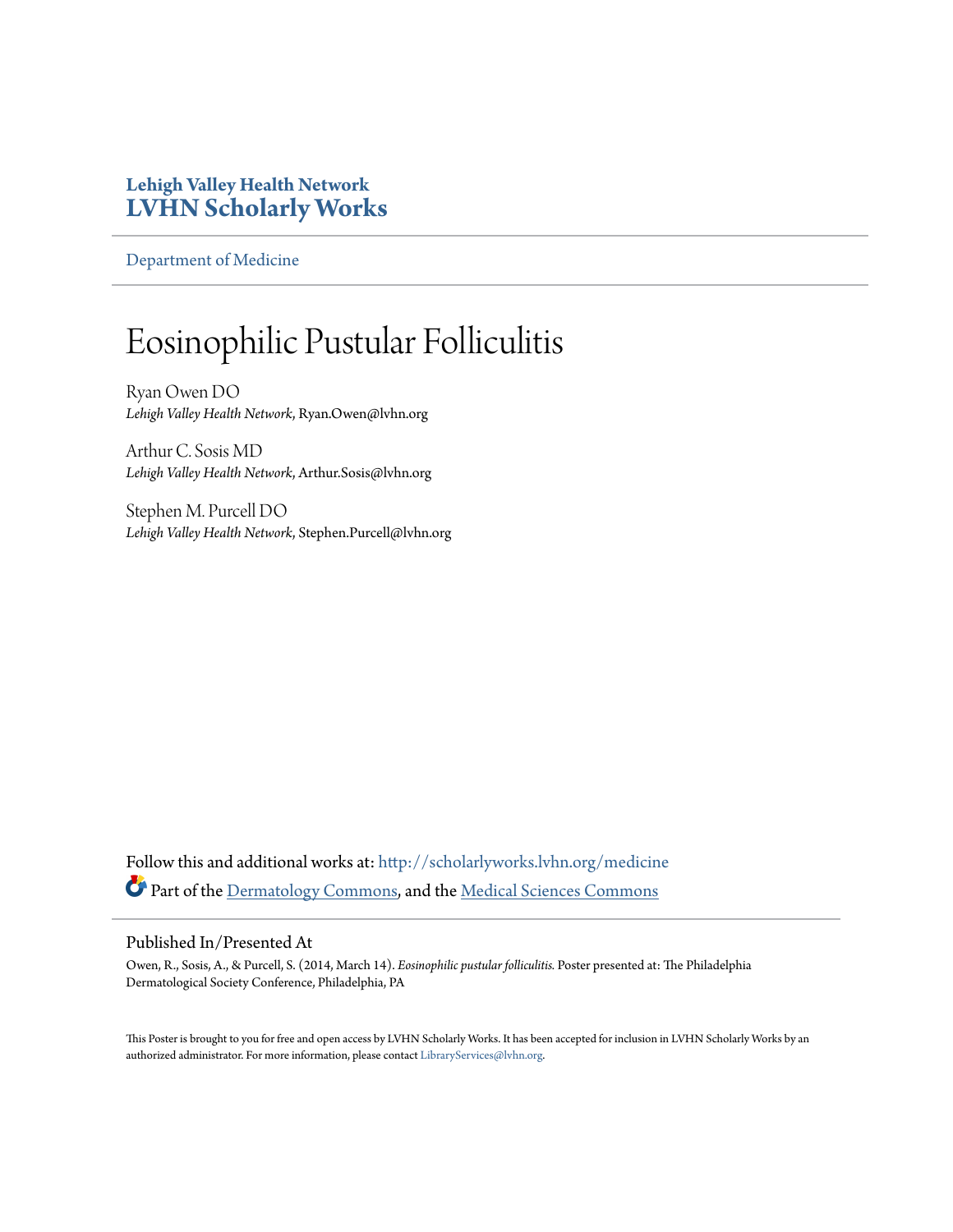**Lehigh Valley Health Network**
**LVHN Scholarly Works**

Department of Medicine

# Eosinophilic Pustular Folliculitis

Ryan Owen DO
*Lehigh Valley Health Network*, Ryan.Owen@lvhn.org

Arthur C. Sosis MD
*Lehigh Valley Health Network*, Arthur.Sosis@lvhn.org

Stephen M. Purcell DO
*Lehigh Valley Health Network*, Stephen.Purcell@lvhn.org

Follow this and additional works at: http://scholarlyworks.lvhn.org/medicine
Part of the Dermatology Commons, and the Medical Sciences Commons

## Published In/Presented At

Owen, R., Sosis, A., & Purcell, S. (2014, March 14). *Eosinophilic pustular folliculitis.* Poster presented at: The Philadelphia Dermatological Society Conference, Philadelphia, PA

This Poster is brought to you for free and open access by LVHN Scholarly Works. It has been accepted for inclusion in LVHN Scholarly Works by an authorized administrator. For more information, please contact LibraryServices@lvhn.org.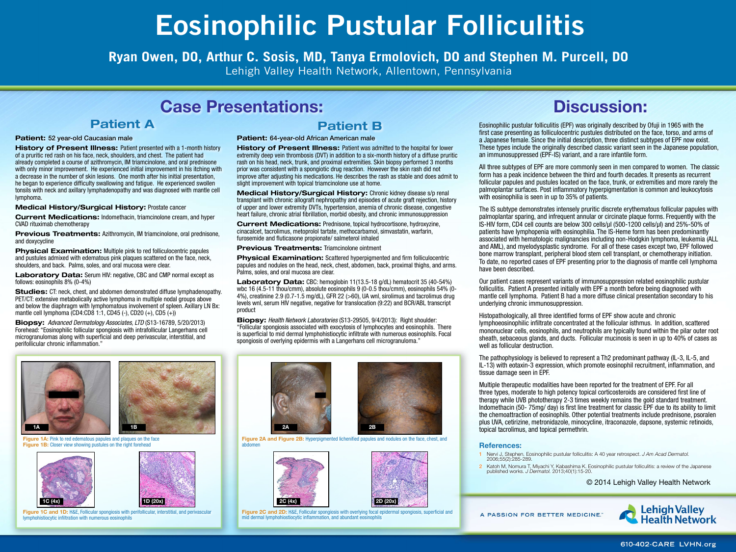# Eosinophilic Pustular Folliculitis

**Ryan Owen, DO, Arthur C. Sosis, MD, Tanya Ermolovich, DO and Stephen M. Purcell, DO**

Lehigh Valley Health Network, Allentown, Pennsylvania

## Case Presentations:

### Patient A

**Patient:** 52 year-old Caucasian male

**History of Present Illness:** Patient presented with a 1-month history of a pruritic red rash on his face, neck, shoulders, and chest. The patient had already completed a course of azithromycin, IM triamcinolone, and oral prednisone with only minor improvement. He experienced initial improvement in his itching with a decrease in the number of skin lesions. One month after his initial presentation, he began to experience difficulty swallowing and fatigue. He experienced swollen tonsils with neck and axillary lymphadenopathy and was diagnosed with mantle cell lymphoma.

**Medical History/Surgical History:** Prostate cancer

**Current Medications:** Indomethacin, triamcinolone cream, and hyper CVAD rituximab chemotherapy

**Previous Treatments:** Azithromycin, IM triamcinolone, oral prednisone, and doxycycline

**Physical Examination:** Multiple pink to red folliculocentric papules and pustules admixed with edematous pink plaques scattered on the face, neck, shoulders, and back. Palms, soles, and oral mucosa were clear.

**Laboratory Data:** Serum HIV: negative, CBC and CMP normal except as follows: eosinophils 8% (0-4%)

**Studies:** CT: neck, chest, and abdomen demonstrated diffuse lymphadenopathy. PET/CT: extensive metabolically active lymphoma in multiple nodal groups above and below the diaphragm with lymphomatous involvement of spleen. Axillary LN Bx: mantle cell lymphoma (CD4:CD8 1:1, CD45 (-), CD20 (+), CD5 (+))

**Biopsy:** *Advanced Dermatology Associates, LTD* (S13-16789, 5/20/2013) Forehead: "Eosinophilic follicular spongiosis with intrafollicular Langerhans cell microgranulomas along with superficial and deep perivascular, interstitial, and perifollicular chronic inflammation."

1A 1B

**Figure 1A:** Pink to red edematous papules and plaques on the face
**Figure 1B:** Closer view showing pustules on the right forehead

1C (4x) 1D (20x)

**Figure 1C and 1D:** H&E, Follicular spongiosis with perifollicular, interstitial, and perivascular lymphohistiocytic infiltration with numerous eosinophils

### Patient B

**Patient:** 64-year-old African American male

**History of Present Illness:** Patient was admitted to the hospital for lower extremity deep vein thrombosis (DVT) in addition to a six-month history of a diffuse pruritic rash on his head, neck, trunk, and proximal extremities. Skin biopsy performed 3 months prior was consistent with a spongiotic drug reaction. However the skin rash did not improve after adjusting his medications. He describes the rash as stable and does admit to slight improvement with topical triamcinolone use at home.

**Medical History/Surgical History:** Chronic kidney disease s/p renal transplant with chronic allograft nephropathy and episodes of acute graft rejection, history of upper and lower extremity DVTs, hypertension, anemia of chronic disease, congestive heart failure, chronic atrial fibrillation, morbid obesity, and chronic immunosuppression

**Current Medications:** Prednisone, topical hydrocortisone, hydroxyzine, cinacalcet, tacrolimus, metoprolol tartate, methocarbamol, simvastatin, warfarin, furosemide and fluticasone propionate/ salmeterol inhaled

**Previous Treatments:** Triamcinolone ointment

**Physical Examination:** Scattered hyperpigmented and firm folliculocentric papules and nodules on the head, neck, chest, abdomen, back, proximal thighs, and arms. Palms, soles, and oral mucosa are clear.

**Laboratory Data:** CBC: hemoglobin 11(13.5-18 g/dL) hematocrit 35 (40-54%) wbc 16 (4.5-11 thou/cmm), absolute eosinophils 9 (0-0.5 thou/cmm), eosinophils 54% (0-4%), creatinine 2.9 (0.7-1.5 mg/dL), GFR 22 (>60), UA wnl, sirolimus and tacrolimus drug levels wnl, serum HIV negative, negative for translocation (9:22) and BCR/ABL transcript product

**Biopsy:** *Health Network Laboratories* (S13-29505, 9/4/2013): Right shoulder: "Follicular spongiosis associated with exocytosis of lymphocytes and eosinophils. There is superficial to mid dermal lymphohistiocytic infiltrate with numerous eosinophils. Focal spongiosis of overlying epidermis with a Langerhans cell microgranuloma."

2A 2B

**Figure 2A and Figure 2B:** Hyperpigmented lichenified papules and nodules on the face, chest, and abdomen

2C (4x) 2D (20x)

**Figure 2C and 2D:** H&E, Follicular spongiosis with overlying focal epidermal spongiosis, superficial and mid dermal lymphohistiocytic inflammation, and abundant eosinophils

## Discussion:

Eosinophilic pustular folliculitis (EPF) was originally described by Ofuji in 1965 with the first case presenting as folliculocentric pustules distributed on the face, torso, and arms of a Japanese female. Since the initial description, three distinct subtypes of EPF now exist. These types include the originally described classic variant seen in the Japanese population, an immunosuppressed (EPF-IS) variant, and a rare infantile form.

All three subtypes of EPF are more commonly seen in men compared to women. The classic form has a peak incidence between the third and fourth decades. It presents as recurrent follicular papules and pustules located on the face, trunk, or extremities and more rarely the palmoplantar surfaces. Post inflammatory hyperpigmentation is common and leukocytosis with eosinophilia is seen in up to 35% of patients.

The IS subtype demonstrates intensely pruritic discrete erythematous follicular papules with palmoplantar sparing, and infrequent annular or circinate plaque forms. Frequently with the IS-HIV form, CD4 cell counts are below 300 cells/µl (500-1200 cells/µl) and 25%-50% of patients have lymphopenia with eosinophilia. The IS-Heme form has been predominantly associated with hematologic malignancies including non-Hodgkin lymphoma, leukemia (ALL and AML), and myelodysplastic syndrome. For all of these cases except two, EPF followed bone marrow transplant, peripheral blood stem cell transplant, or chemotherapy initiation. To date, no reported cases of EPF presenting prior to the diagnosis of mantle cell lymphoma have been described.

Our patient cases represent variants of immunosuppression related eosinophilic pustular folliculitis. Patient A presented initially with EPF a month before being diagnosed with mantle cell lymphoma. Patient B had a more diffuse clinical presentation secondary to his underlying chronic immunosuppression.

Histopathologically, all three identified forms of EPF show acute and chronic lymphoeosinophilic infiltrate concentrated at the follicular isthmus. In addition, scattered mononuclear cells, eosinophils, and neutrophils are typically found within the pilar outer root sheath, sebaceous glands, and ducts. Follicular mucinosis is seen in up to 40% of cases as well as follicular destruction.

The pathophysiology is believed to represent a Th2 predominant pathway (IL-3, IL-5, and IL-13) with eotaxin-3 expression, which promote eosinophil recruitment, inflammation, and tissue damage seen in EPF.

Multiple therapeutic modalities have been reported for the treatment of EPF. For all three types, moderate to high potency topical corticosteroids are considered first line of therapy while UVB phototherapy 2-3 times weekly remains the gold standard treatment. Indomethacin (50- 75mg/ day) is first line treatment for classic EPF due to its ability to limit the chemoattraction of eosinophils. Other potential treatments include prednisone, psoralen plus UVA, cetirizine, metronidazole, minocycline, itraconazole, dapsone, systemic retinoids, topical tacrolimus, and topical permethrin.

### References:

1. Nervi J, Stephen. Eosinophilic pustular folliculitis: A 40 year retrospect. *J Am Acad Dermatol.* 2006;55(2):285-289.
2. Katoh M, Nomura T, Miyachi Y, Kabashima K. Eosinophilic pustular folliculitis: a review of the Japanese published works. *J Dermatol.* 2013;40(1):15-20.

© 2014 Lehigh Valley Health Network

A PASSION FOR BETTER MEDICINE.™ Lehigh Valley Health Network

610-402-CARE LVHN.org